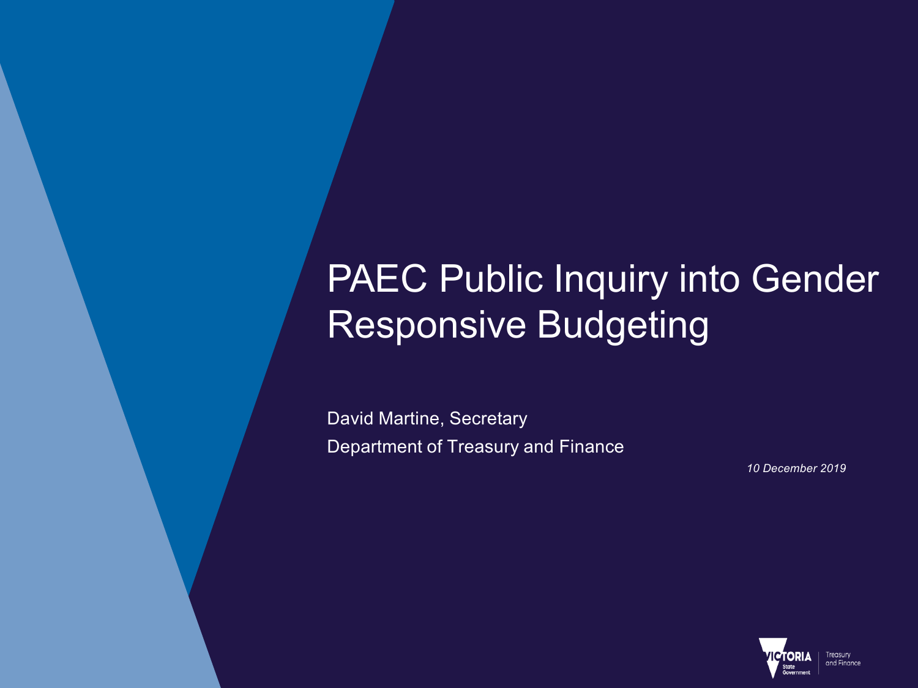# PAEC Public Inquiry into Gender Responsive Budgeting

David Martine, Secretary

Department of Treasury and Finance

*10 December 2019*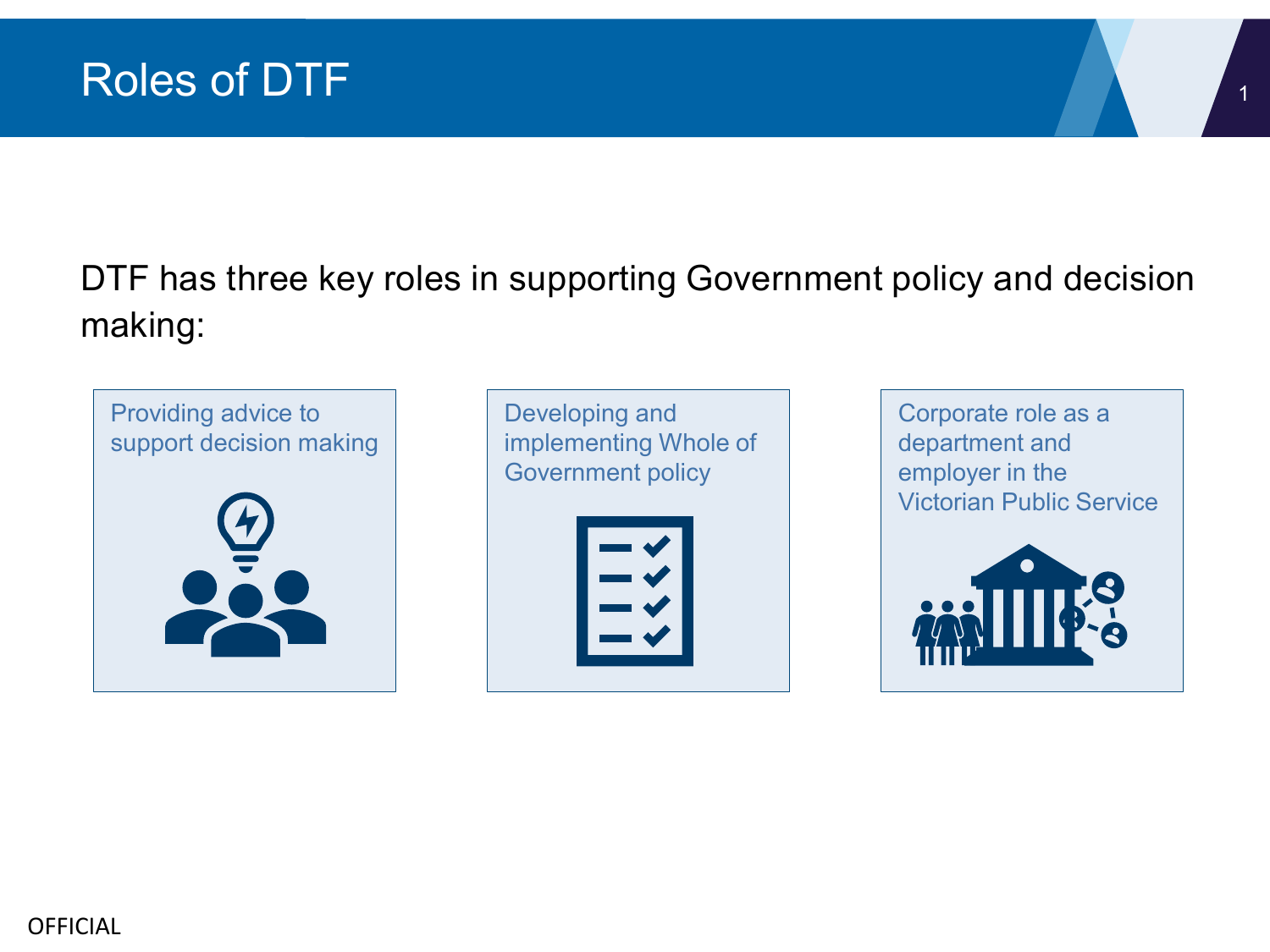# Roles of DTF

DTF has three key roles in supporting Government policy and decision making:

- Providing advice to support decision making
- Developing and implementing Whole of Government policy
- Corporate role as a department and employer in the Victorian Public Service

OFFICIAL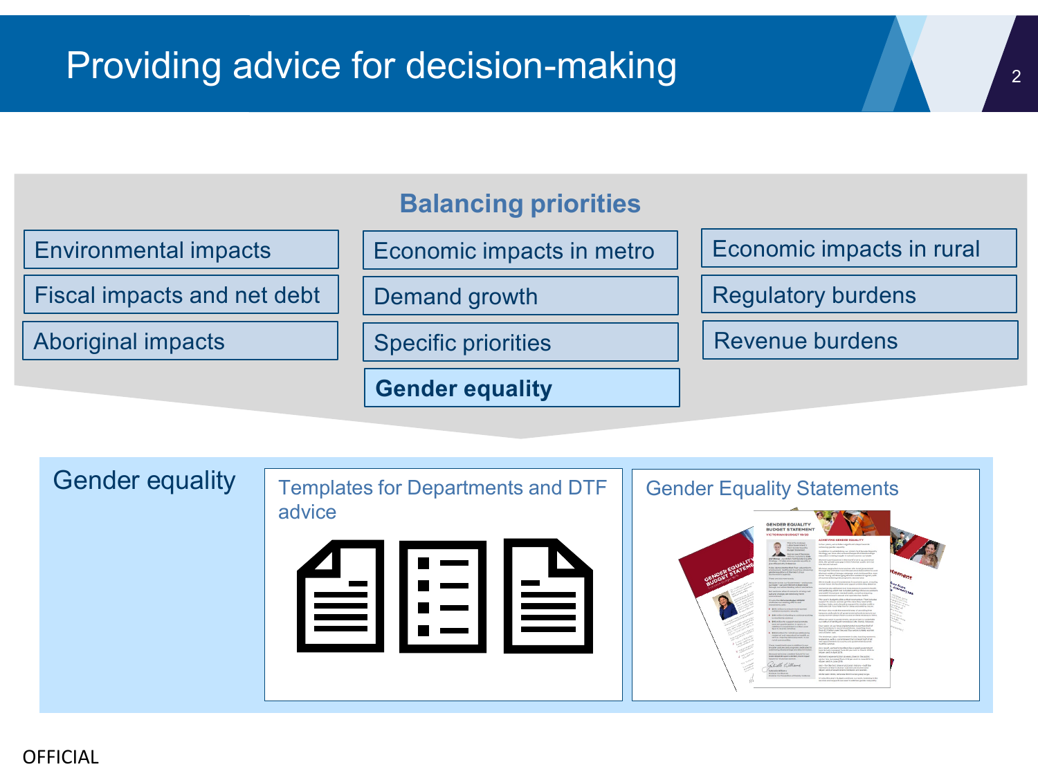# Providing advice for decision-making

## Balancing priorities

- Environmental impacts
- Fiscal impacts and net debt
- Aboriginal impacts
- Economic impacts in metro
- Demand growth
- Specific priorities
- **Gender equality**
- Economic impacts in rural
- Regulatory burdens
- Revenue burdens

## Gender equality

- Templates for Departments and DTF advice
- Gender Equality Statements

OFFICIAL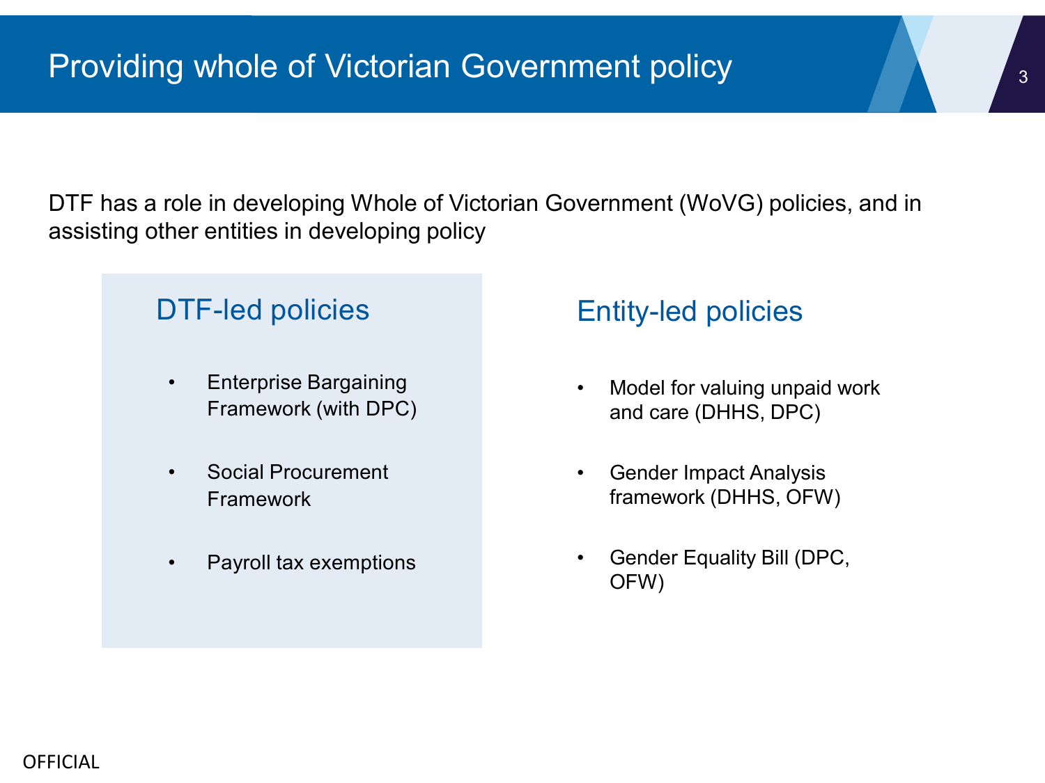# Providing whole of Victorian Government policy

DTF has a role in developing Whole of Victorian Government (WoVG) policies, and in assisting other entities in developing policy

## DTF-led policies

- Enterprise Bargaining Framework (with DPC)
- Social Procurement Framework
- Payroll tax exemptions

## Entity-led policies

- Model for valuing unpaid work and care (DHHS, DPC)
- Gender Impact Analysis framework (DHHS, OFW)
- Gender Equality Bill (DPC, OFW)

OFFICIAL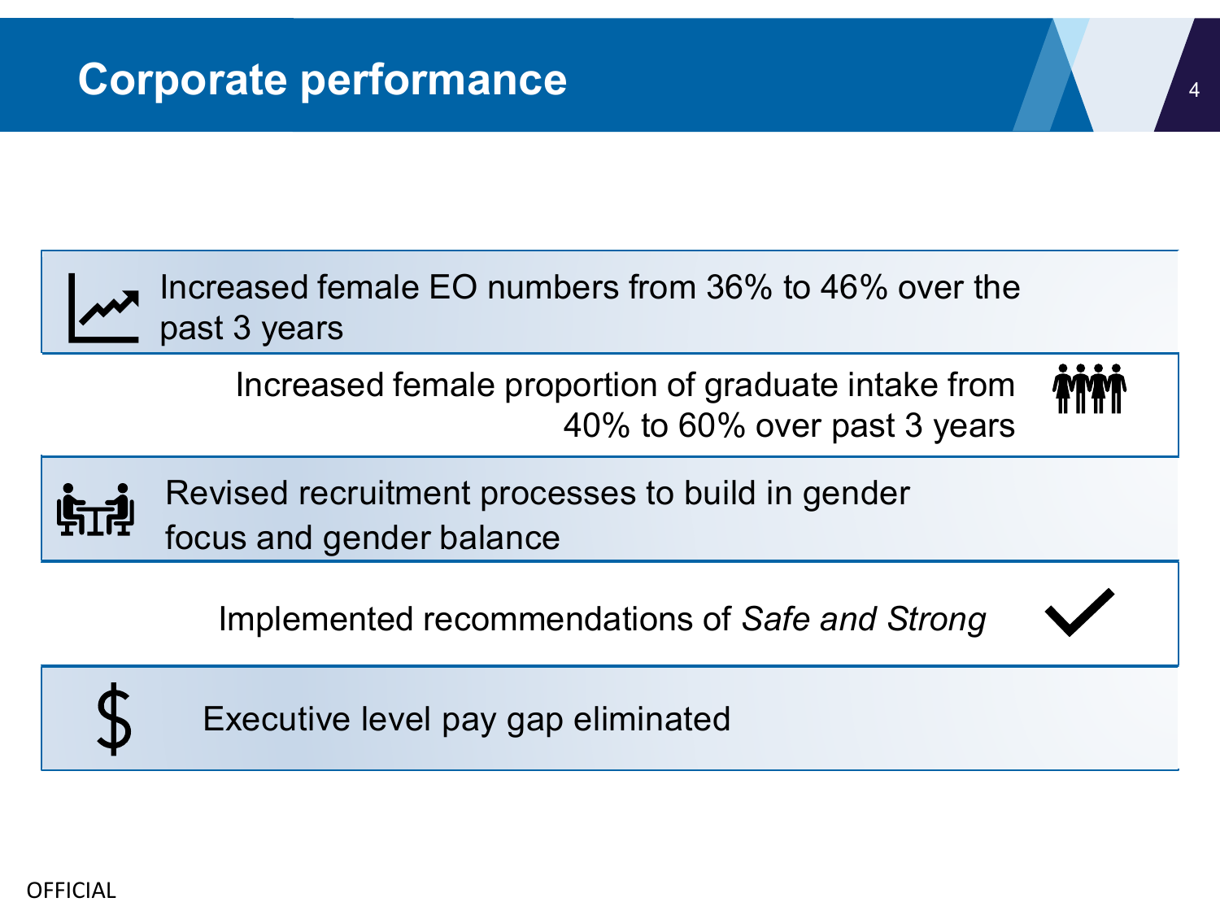# Corporate performance

- Increased female EO numbers from 36% to 46% over the past 3 years
- Increased female proportion of graduate intake from 40% to 60% over past 3 years
- Revised recruitment processes to build in gender focus and gender balance
- Implemented recommendations of *Safe and Strong*
- Executive level pay gap eliminated

OFFICIAL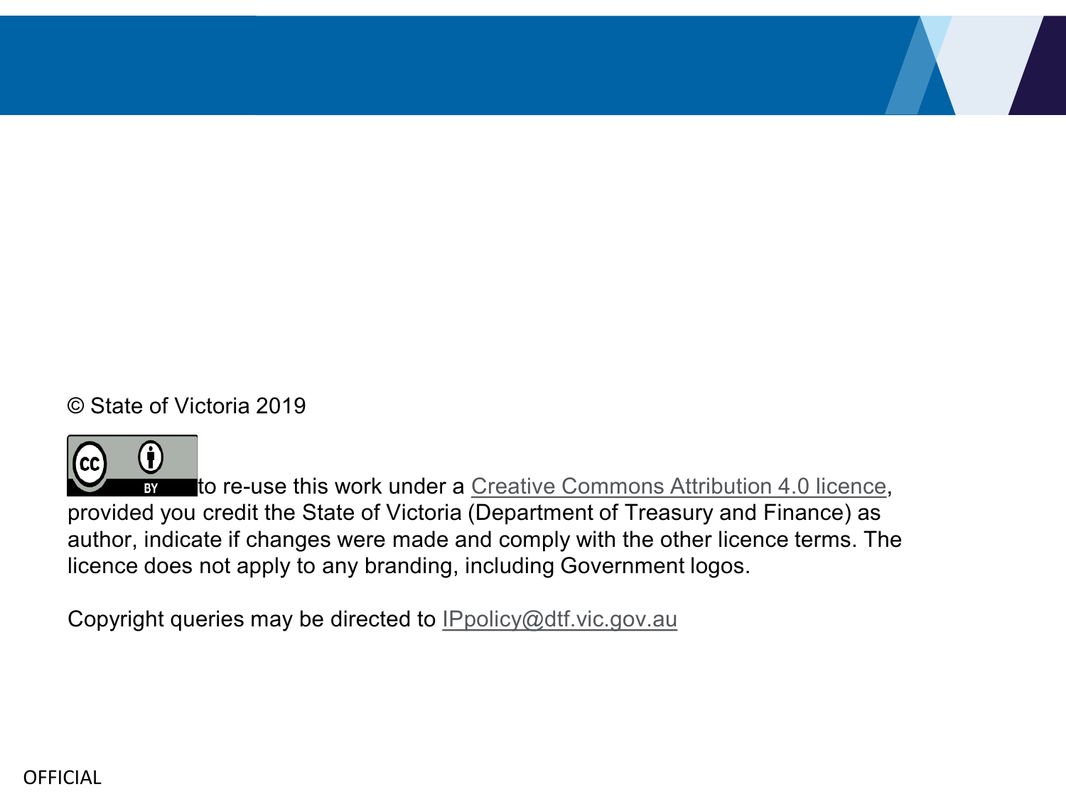© State of Victoria 2019

to re-use this work under a Creative Commons Attribution 4.0 licence, provided you credit the State of Victoria (Department of Treasury and Finance) as author, indicate if changes were made and comply with the other licence terms. The licence does not apply to any branding, including Government logos.

Copyright queries may be directed to IPpolicy@dtf.vic.gov.au

OFFICIAL